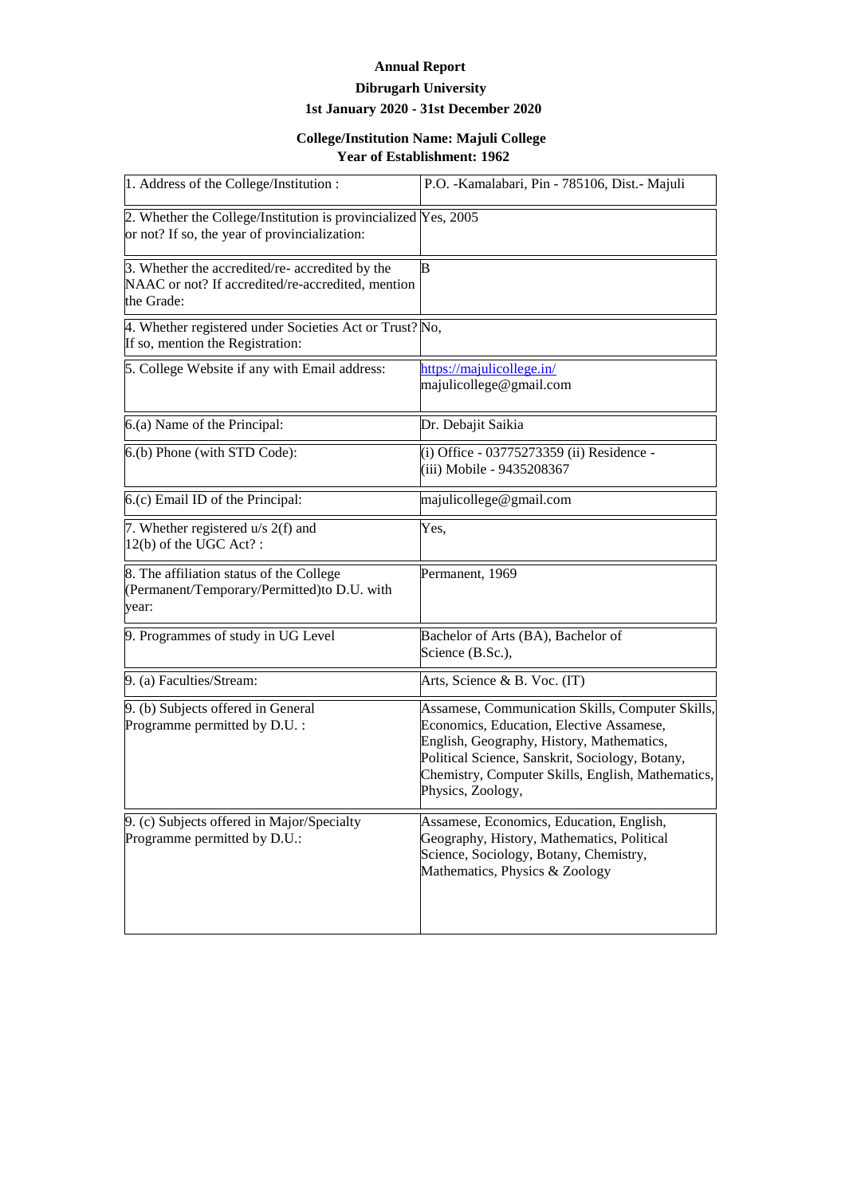**Annual Report**

**Dibrugarh University**

**1st January 2020 - 31st December 2020**

**College/Institution Name: Majuli College**
**Year of Establishment: 1962**

| | |
|---|---|
| 1. Address of the College/Institution : | P.O. -Kamalabari, Pin - 785106, Dist.- Majuli |
| 2. Whether the College/Institution is provincialized or not? If so, the year of provincialization: | Yes, 2005 |
| 3. Whether the accredited/re- accredited by the NAAC or not? If accredited/re-accredited, mention the Grade: | B |
| 4. Whether registered under Societies Act or Trust? If so, mention the Registration: | No, |
| 5. College Website if any with Email address: | https://majulicollege.in/ majulicollege@gmail.com |
| 6.(a) Name of the Principal: | Dr. Debajit Saikia |
| 6.(b) Phone (with STD Code): | (i) Office - 03775273359 (ii) Residence - (iii) Mobile - 9435208367 |
| 6.(c) Email ID of the Principal: | majulicollege@gmail.com |
| 7. Whether registered u/s 2(f) and 12(b) of the UGC Act? : | Yes, |
| 8. The affiliation status of the College (Permanent/Temporary/Permitted)to D.U. with year: | Permanent, 1969 |
| 9. Programmes of study in UG Level | Bachelor of Arts (BA), Bachelor of Science (B.Sc.), |
| 9. (a) Faculties/Stream: | Arts, Science & B. Voc. (IT) |
| 9. (b) Subjects offered in General Programme permitted by D.U. : | Assamese, Communication Skills, Computer Skills, Economics, Education, Elective Assamese, English, Geography, History, Mathematics, Political Science, Sanskrit, Sociology, Botany, Chemistry, Computer Skills, English, Mathematics, Physics, Zoology, |
| 9. (c) Subjects offered in Major/Specialty Programme permitted by D.U.: | Assamese, Economics, Education, English, Geography, History, Mathematics, Political Science, Sociology, Botany, Chemistry, Mathematics, Physics & Zoology |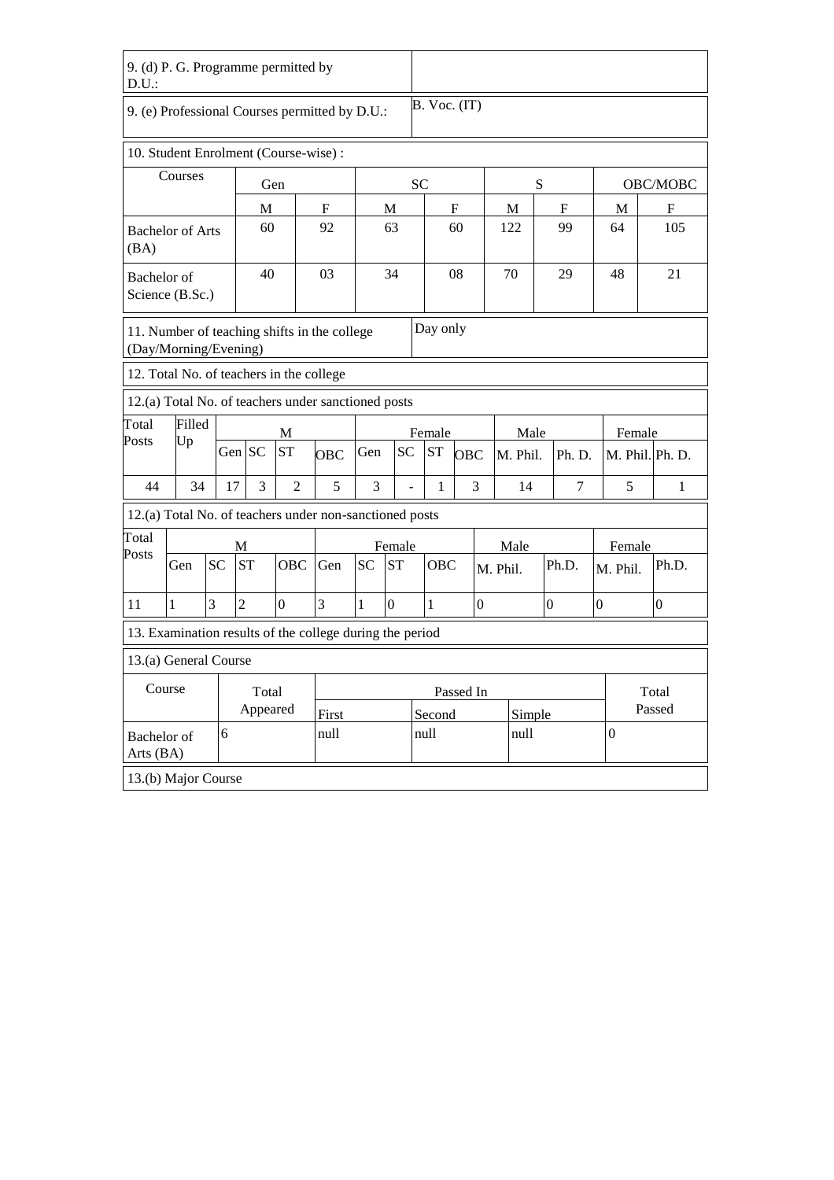| 9. (d) P. G. Programme permitted by D.U.: | |
|---|---|
| 9. (e) Professional Courses permitted by D.U.: | B. Voc. (IT) |

10. Student Enrolment (Course-wise) :

| Courses | Gen | | SC | | S | | OBC/MOBC | |
|---|---|---|---|---|---|---|---|---|
| | M | F | M | F | M | F | M | F |
| Bachelor of Arts (BA) | 60 | 92 | 63 | 60 | 122 | 99 | 64 | 105 |
| Bachelor of Science (B.Sc.) | 40 | 03 | 34 | 08 | 70 | 29 | 48 | 21 |

| 11. Number of teaching shifts in the college (Day/Morning/Evening) | Day only |
|---|---|

12. Total No. of teachers in the college

12.(a) Total No. of teachers under sanctioned posts

| Total Posts | Filled Up | M | | | | Female | | | | Male | | Female | |
|---|---|---|---|---|---|---|---|---|---|---|---|---|---|
| | | Gen | SC | ST | OBC | Gen | SC | ST | OBC | M. Phil. | Ph. D. | M. Phil. | Ph. D. |
| 44 | 34 | 17 | 3 | 2 | 5 | 3 | - | 1 | 3 | 14 | 7 | 5 | 1 |

12.(a) Total No. of teachers under non-sanctioned posts

| Total Posts | M | | | | Female | | | | Male | | Female | |
|---|---|---|---|---|---|---|---|---|---|---|---|---|
| | Gen | SC | ST | OBC | Gen | SC | ST | OBC | M. Phil. | Ph.D. | M. Phil. | Ph.D. |
| 11 | 1 | 3 | 2 | 0 | 3 | 1 | 0 | 1 | 0 | 0 | 0 | 0 |

13. Examination results of the college during the period

13.(a) General Course

| Course | Total Appeared | Passed In | | | Total Passed |
|---|---|---|---|---|---|
| | | First | Second | Simple | |
| Bachelor of Arts (BA) | 6 | null | null | null | 0 |

13.(b) Major Course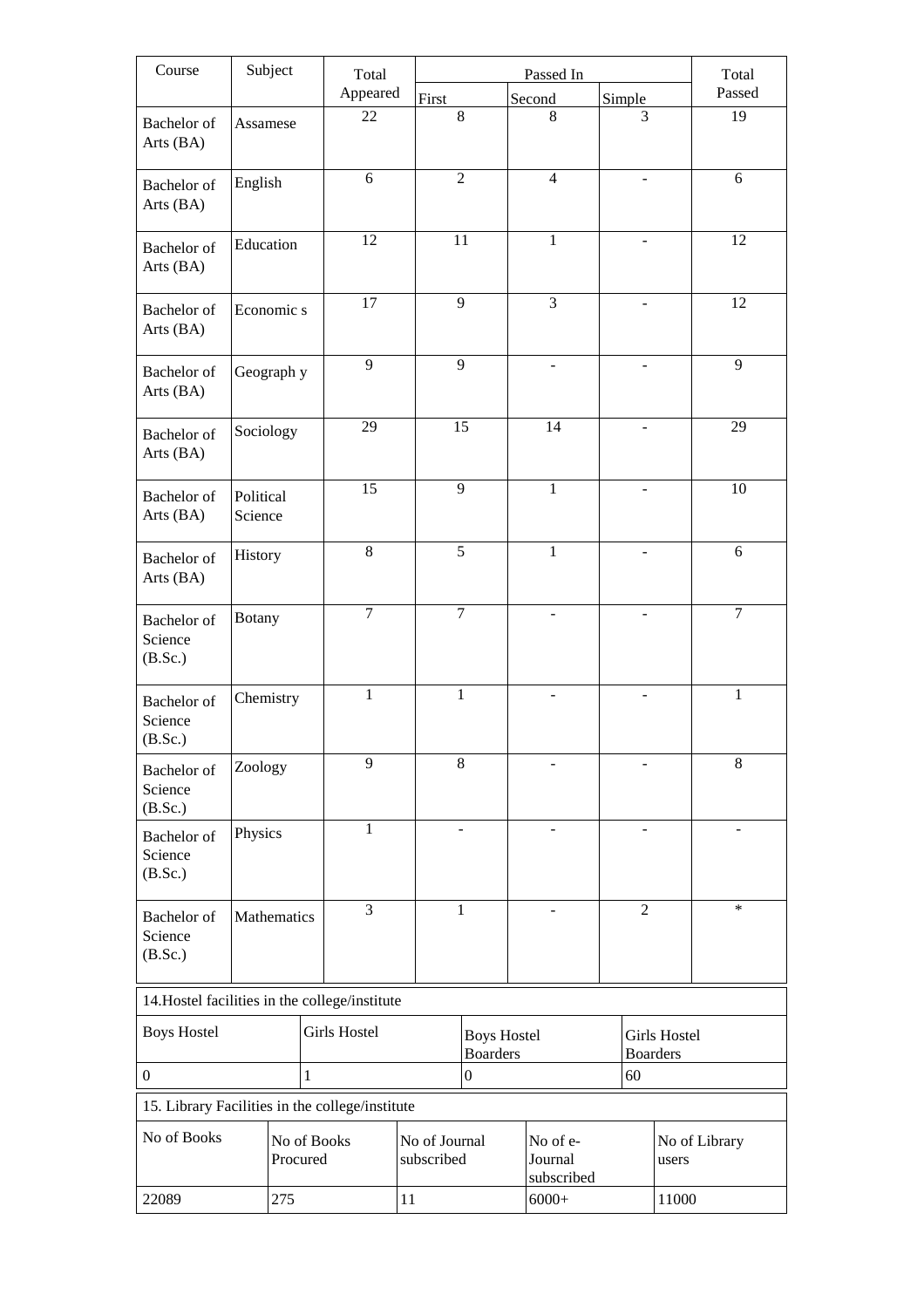| Course | Subject | Total Appeared | Passed In | | | Total Passed |
|---|---|---|---|---|---|---|
| | | | First | Second | Simple | |
| Bachelor of Arts (BA) | Assamese | 22 | 8 | 8 | 3 | 19 |
| Bachelor of Arts (BA) | English | 6 | 2 | 4 | - | 6 |
| Bachelor of Arts (BA) | Education | 12 | 11 | 1 | - | 12 |
| Bachelor of Arts (BA) | Economic s | 17 | 9 | 3 | - | 12 |
| Bachelor of Arts (BA) | Geograph y | 9 | 9 | - | - | 9 |
| Bachelor of Arts (BA) | Sociology | 29 | 15 | 14 | - | 29 |
| Bachelor of Arts (BA) | Political Science | 15 | 9 | 1 | - | 10 |
| Bachelor of Arts (BA) | History | 8 | 5 | 1 | - | 6 |
| Bachelor of Science (B.Sc.) | Botany | 7 | 7 | - | - | 7 |
| Bachelor of Science (B.Sc.) | Chemistry | 1 | 1 | - | - | 1 |
| Bachelor of Science (B.Sc.) | Zoology | 9 | 8 | - | - | 8 |
| Bachelor of Science (B.Sc.) | Physics | 1 | - | - | - | - |
| Bachelor of Science (B.Sc.) | Mathematics | 3 | 1 | - | 2 | * |

14.Hostel facilities in the college/institute

| Boys Hostel | Girls Hostel | Boys Hostel Boarders | Girls Hostel Boarders |
|---|---|---|---|
| 0 | 1 | 0 | 60 |

15. Library Facilities in the college/institute

| No of Books | No of Books Procured | No of Journal subscribed | No of e-Journal subscribed | No of Library users |
|---|---|---|---|---|
| 22089 | 275 | 11 | 6000+ | 11000 |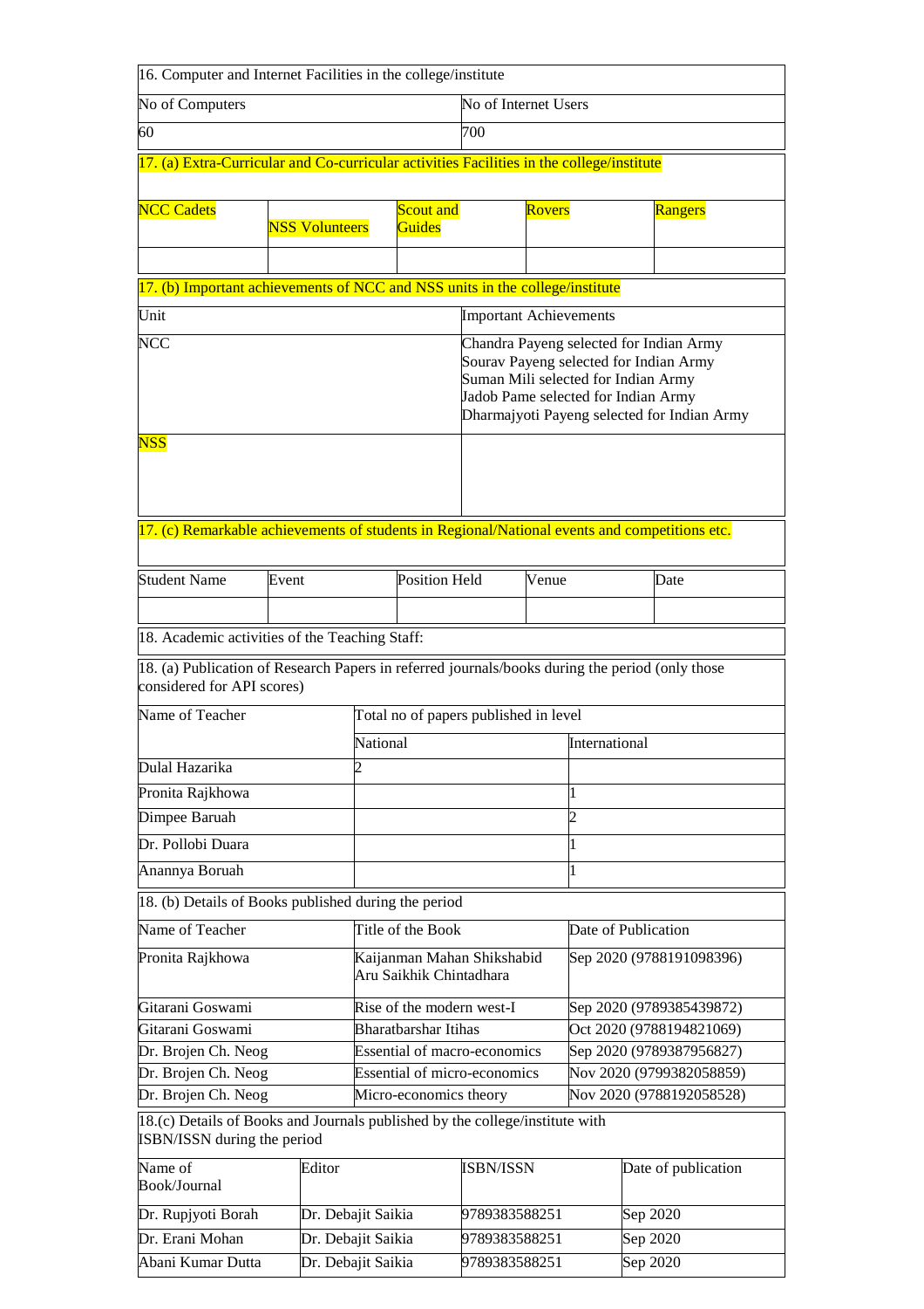| 16. Computer and Internet Facilities in the college/institute | |
|---|---|
| No of Computers | No of Internet Users |
| 60 | 700 |

17. (a) Extra-Curricular and Co-curricular activities Facilities in the college/institute

| NCC Cadets | NSS Volunteers | Scout and Guides | Rovers | Rangers |
|---|---|---|---|---|
| | | | | |

17. (b) Important achievements of NCC and NSS units in the college/institute

| Unit | Important Achievements |
|---|---|
| NCC | Chandra Payeng selected for Indian Army<br>Sourav Payeng selected for Indian Army<br>Suman Mili selected for Indian Army<br>Jadob Pame selected for Indian Army<br>Dharmajyoti Payeng selected for Indian Army |
| NSS | |

17. (c) Remarkable achievements of students in Regional/National events and competitions etc.

| Student Name | Event | Position Held | Venue | Date |
|---|---|---|---|---|
| | | | | |

18. Academic activities of the Teaching Staff:

18. (a) Publication of Research Papers in referred journals/books during the period (only those considered for API scores)

| Name of Teacher | Total no of papers published in level | |
|---|---|---|
| | National | International |
| Dulal Hazarika | 2 | |
| Pronita Rajkhowa | | 1 |
| Dimpee Baruah | | 2 |
| Dr. Pollobi Duara | | 1 |
| Anannya Boruah | | 1 |

18. (b) Details of Books published during the period

| Name of Teacher | Title of the Book | Date of Publication |
|---|---|---|
| Pronita Rajkhowa | Kaijanman Mahan Shikshabid Aru Saikhik Chintadhara | Sep 2020 (9788191098396) |
| Gitarani Goswami | Rise of the modern west-I | Sep 2020 (9789385439872) |
| Gitarani Goswami | Bharatbarshar Itihas | Oct 2020 (9788194821069) |
| Dr. Brojen Ch. Neog | Essential of macro-economics | Sep 2020 (9789387956827) |
| Dr. Brojen Ch. Neog | Essential of micro-economics | Nov 2020 (9799382058859) |
| Dr. Brojen Ch. Neog | Micro-economics theory | Nov 2020 (9788192058528) |

18.(c) Details of Books and Journals published by the college/institute with ISBN/ISSN during the period

| Name of Book/Journal | Editor | ISBN/ISSN | Date of publication |
|---|---|---|---|
| Dr. Rupjyoti Borah | Dr. Debajit Saikia | 9789383588251 | Sep 2020 |
| Dr. Erani Mohan | Dr. Debajit Saikia | 9789383588251 | Sep 2020 |
| Abani Kumar Dutta | Dr. Debajit Saikia | 9789383588251 | Sep 2020 |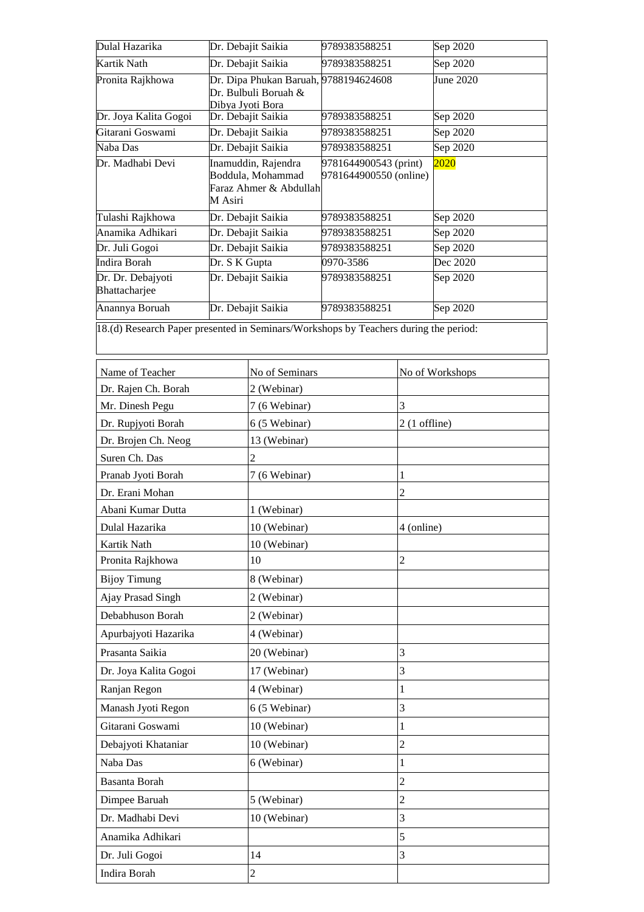| Dulal Hazarika | Dr. Debajit Saikia | 9789383588251 | Sep 2020 |
|---|---|---|---|
| Kartik Nath | Dr. Debajit Saikia | 9789383588251 | Sep 2020 |
| Pronita Rajkhowa | Dr. Dipa Phukan Baruah, Dr. Bulbuli Boruah & Dibya Jyoti Bora | 9788194624608 | June 2020 |
| Dr. Joya Kalita Gogoi | Dr. Debajit Saikia | 9789383588251 | Sep 2020 |
| Gitarani Goswami | Dr. Debajit Saikia | 9789383588251 | Sep 2020 |
| Naba Das | Dr. Debajit Saikia | 9789383588251 | Sep 2020 |
| Dr. Madhabi Devi | Inamuddin, Rajendra Boddula, Mohammad Faraz Ahmer & Abdullah M Asiri | 9781644900543 (print) 9781644900550 (online) | 2020 |
| Tulashi Rajkhowa | Dr. Debajit Saikia | 9789383588251 | Sep 2020 |
| Anamika Adhikari | Dr. Debajit Saikia | 9789383588251 | Sep 2020 |
| Dr. Juli Gogoi | Dr. Debajit Saikia | 9789383588251 | Sep 2020 |
| Indira Borah | Dr. S K Gupta | 0970-3586 | Dec 2020 |
| Dr. Dr. Debajyoti Bhattacharjee | Dr. Debajit Saikia | 9789383588251 | Sep 2020 |
| Anannya Boruah | Dr. Debajit Saikia | 9789383588251 | Sep 2020 |

18.(d) Research Paper presented in Seminars/Workshops by Teachers during the period:

| Name of Teacher | No of Seminars | No of Workshops |
|---|---|---|
| Dr. Rajen Ch. Borah | 2 (Webinar) | |
| Mr. Dinesh Pegu | 7 (6 Webinar) | 3 |
| Dr. Rupjyoti Borah | 6 (5 Webinar) | 2 (1 offline) |
| Dr. Brojen Ch. Neog | 13 (Webinar) | |
| Suren Ch. Das | 2 | |
| Pranab Jyoti Borah | 7 (6 Webinar) | 1 |
| Dr. Erani Mohan | | 2 |
| Abani Kumar Dutta | 1 (Webinar) | |
| Dulal Hazarika | 10 (Webinar) | 4 (online) |
| Kartik Nath | 10 (Webinar) | |
| Pronita Rajkhowa | 10 | 2 |
| Bijoy Timung | 8 (Webinar) | |
| Ajay Prasad Singh | 2 (Webinar) | |
| Debabhuson Borah | 2 (Webinar) | |
| Apurbajyoti Hazarika | 4 (Webinar) | |
| Prasanta Saikia | 20 (Webinar) | 3 |
| Dr. Joya Kalita Gogoi | 17 (Webinar) | 3 |
| Ranjan Regon | 4 (Webinar) | 1 |
| Manash Jyoti Regon | 6 (5 Webinar) | 3 |
| Gitarani Goswami | 10 (Webinar) | 1 |
| Debajyoti Khataniar | 10 (Webinar) | 2 |
| Naba Das | 6 (Webinar) | 1 |
| Basanta Borah | | 2 |
| Dimpee Baruah | 5 (Webinar) | 2 |
| Dr. Madhabi Devi | 10 (Webinar) | 3 |
| Anamika Adhikari | | 5 |
| Dr. Juli Gogoi | 14 | 3 |
| Indira Borah | 2 | |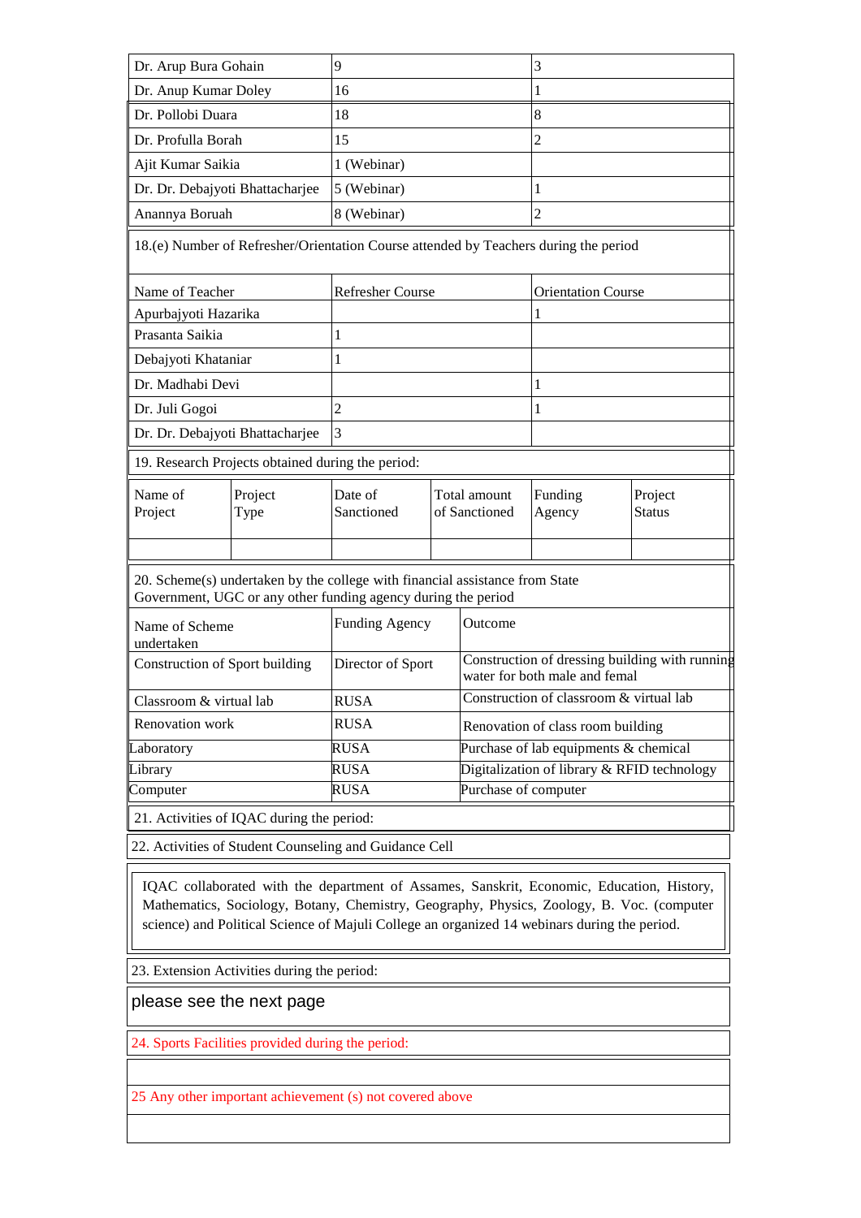| Dr. Arup Bura Gohain | 9 | 3 |
|---|---|---|
| Dr. Anup Kumar Doley | 16 | 1 |
| Dr. Pollobi Duara | 18 | 8 |
| Dr. Profulla Borah | 15 | 2 |
| Ajit Kumar Saikia | 1 (Webinar) | |
| Dr. Dr. Debajyoti Bhattacharjee | 5 (Webinar) | 1 |
| Anannya Boruah | 8 (Webinar) | 2 |

18.(e) Number of Refresher/Orientation Course attended by Teachers during the period

| Name of Teacher | Refresher Course | Orientation Course |
|---|---|---|
| Apurbajyoti Hazarika | | 1 |
| Prasanta Saikia | 1 | |
| Debajyoti Khataniar | 1 | |
| Dr. Madhabi Devi | | 1 |
| Dr. Juli Gogoi | 2 | 1 |
| Dr. Dr. Debajyoti Bhattacharjee | 3 | |

19. Research Projects obtained during the period:

| Name of Project | Project Type | Date of Sanctioned | Total amount of Sanctioned | Funding Agency | Project Status |
|---|---|---|---|---|---|
| | | | | | |

20. Scheme(s) undertaken by the college with financial assistance from State Government, UGC or any other funding agency during the period

| Name of Scheme undertaken | Funding Agency | Outcome |
|---|---|---|
| Construction of Sport building | Director of Sport | Construction of dressing building with running water for both male and femal |
| Classroom & virtual lab | RUSA | Construction of classroom & virtual lab |
| Renovation work | RUSA | Renovation of class room building |
| Laboratory | RUSA | Purchase of lab equipments & chemical |
| Library | RUSA | Digitalization of library & RFID technology |
| Computer | RUSA | Purchase of computer |

21. Activities of IQAC during the period:

22. Activities of Student Counseling and Guidance Cell

IQAC collaborated with the department of Assames, Sanskrit, Economic, Education, History, Mathematics, Sociology, Botany, Chemistry, Geography, Physics, Zoology, B. Voc. (computer science) and Political Science of Majuli College an organized 14 webinars during the period.

23. Extension Activities during the period:

please see the next page

24. Sports Facilities provided during the period:

25 Any other important achievement (s) not covered above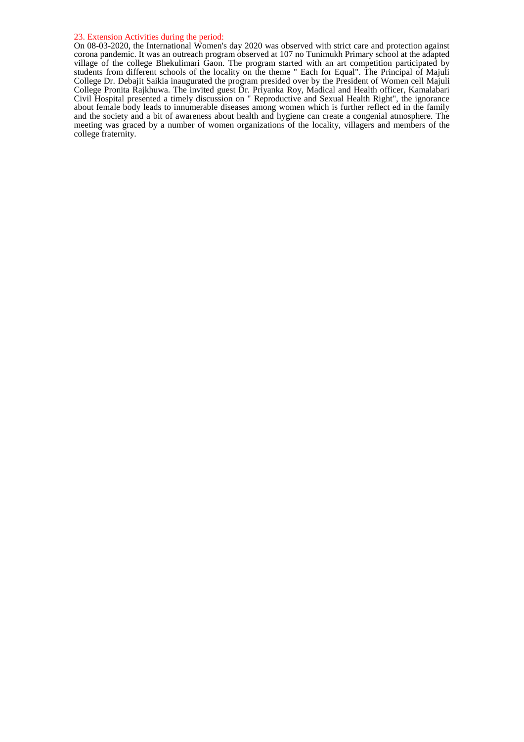## 23. Extension Activities during the period:

On 08-03-2020, the International Women's day 2020 was observed with strict care and protection against corona pandemic. It was an outreach program observed at 107 no Tunimukh Primary school at the adapted village of the college Bhekulimari Gaon. The program started with an art competition participated by students from different schools of the locality on the theme " Each for Equal". The Principal of Majuli College Dr. Debajit Saikia inaugurated the program presided over by the President of Women cell Majuli College Pronita Rajkhuwa. The invited guest Dr. Priyanka Roy, Madical and Health officer, Kamalabari Civil Hospital presented a timely discussion on " Reproductive and Sexual Health Right", the ignorance about female body leads to innumerable diseases among women which is further reflect ed in the family and the society and a bit of awareness about health and hygiene can create a congenial atmosphere. The meeting was graced by a number of women organizations of the locality, villagers and members of the college fraternity.